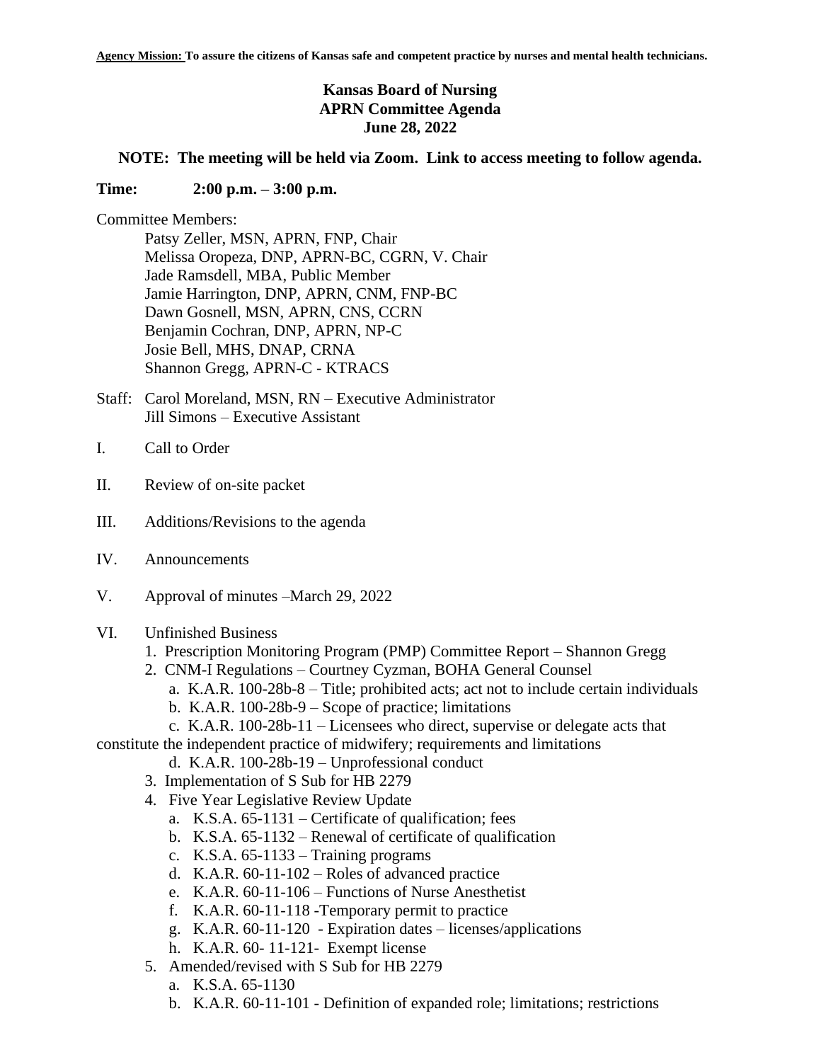**Agency Mission:** **To assure the citizens of Kansas safe and competent practice by nurses and mental health technicians.**

# Kansas Board of Nursing
## APRN Committee Agenda
## June 28, 2022

**NOTE: The meeting will be held via Zoom. Link to access meeting to follow agenda.**

**Time: 2:00 p.m. – 3:00 p.m.**

Committee Members:

Patsy Zeller, MSN, APRN, FNP, Chair
Melissa Oropeza, DNP, APRN-BC, CGRN, V. Chair
Jade Ramsdell, MBA, Public Member
Jamie Harrington, DNP, APRN, CNM, FNP-BC
Dawn Gosnell, MSN, APRN, CNS, CCRN
Benjamin Cochran, DNP, APRN, NP-C
Josie Bell, MHS, DNAP, CRNA
Shannon Gregg, APRN-C - KTRACS

Staff: Carol Moreland, MSN, RN – Executive Administrator
Jill Simons – Executive Assistant

I. Call to Order

II. Review of on-site packet

III. Additions/Revisions to the agenda

IV. Announcements

V. Approval of minutes –March 29, 2022

VI. Unfinished Business
1. Prescription Monitoring Program (PMP) Committee Report – Shannon Gregg
2. CNM-I Regulations – Courtney Cyzman, BOHA General Counsel
   a. K.A.R. 100-28b-8 – Title; prohibited acts; act not to include certain individuals
   b. K.A.R. 100-28b-9 – Scope of practice; limitations
   c. K.A.R. 100-28b-11 – Licensees who direct, supervise or delegate acts that constitute the independent practice of midwifery; requirements and limitations
   d. K.A.R. 100-28b-19 – Unprofessional conduct
3. Implementation of S Sub for HB 2279
4. Five Year Legislative Review Update
   a. K.S.A. 65-1131 – Certificate of qualification; fees
   b. K.S.A. 65-1132 – Renewal of certificate of qualification
   c. K.S.A. 65-1133 – Training programs
   d. K.A.R. 60-11-102 – Roles of advanced practice
   e. K.A.R. 60-11-106 – Functions of Nurse Anesthetist
   f. K.A.R. 60-11-118 -Temporary permit to practice
   g. K.A.R. 60-11-120 - Expiration dates – licenses/applications
   h. K.A.R. 60- 11-121- Exempt license
5. Amended/revised with S Sub for HB 2279
   a. K.S.A. 65-1130
   b. K.A.R. 60-11-101 - Definition of expanded role; limitations; restrictions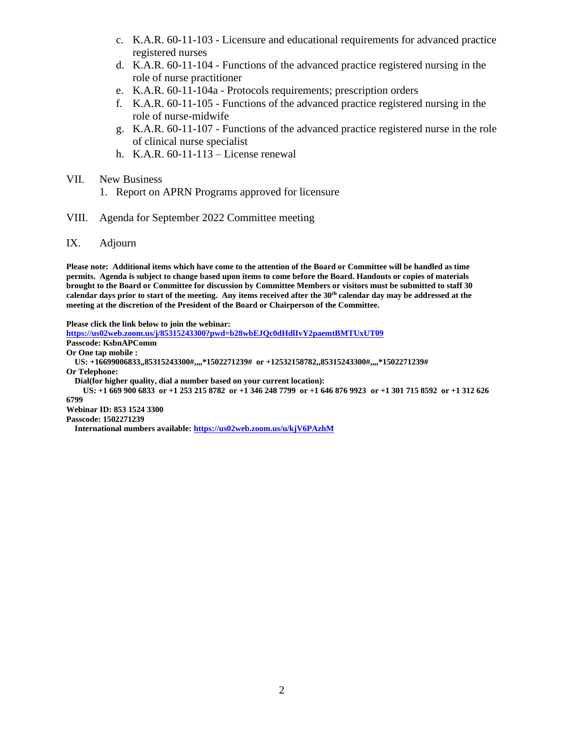c. K.A.R. 60-11-103 - Licensure and educational requirements for advanced practice registered nurses
d. K.A.R. 60-11-104 - Functions of the advanced practice registered nursing in the role of nurse practitioner
e. K.A.R. 60-11-104a - Protocols requirements; prescription orders
f. K.A.R. 60-11-105 - Functions of the advanced practice registered nursing in the role of nurse-midwife
g. K.A.R. 60-11-107 - Functions of the advanced practice registered nurse in the role of clinical nurse specialist
h. K.A.R. 60-11-113 – License renewal

VII. New Business
1. Report on APRN Programs approved for licensure

VIII. Agenda for September 2022 Committee meeting

IX. Adjourn

**Please note: Additional items which have come to the attention of the Board or Committee will be handled as time permits. Agenda is subject to change based upon items to come before the Board. Handouts or copies of materials brought to the Board or Committee for discussion by Committee Members or visitors must be submitted to staff 30 calendar days prior to start of the meeting. Any items received after the 30th calendar day may be addressed at the meeting at the discretion of the President of the Board or Chairperson of the Committee.**

**Please click the link below to join the webinar:**
**https://us02web.zoom.us/j/85315243300?pwd=b28wbEJQc0dHdlIvY2paemtBMTUxUT09**
**Passcode: KsbnAPComm**
**Or One tap mobile :**
**US: +16699006833,,85315243300#,,,,*1502271239# or +12532158782,,85315243300#,,,,*1502271239#**
**Or Telephone:**
**Dial(for higher quality, dial a number based on your current location):**
**US: +1 669 900 6833 or +1 253 215 8782 or +1 346 248 7799 or +1 646 876 9923 or +1 301 715 8592 or +1 312 626 6799**
**Webinar ID: 853 1524 3300**
**Passcode: 1502271239**
**International numbers available: https://us02web.zoom.us/u/kjV6PAzhM**